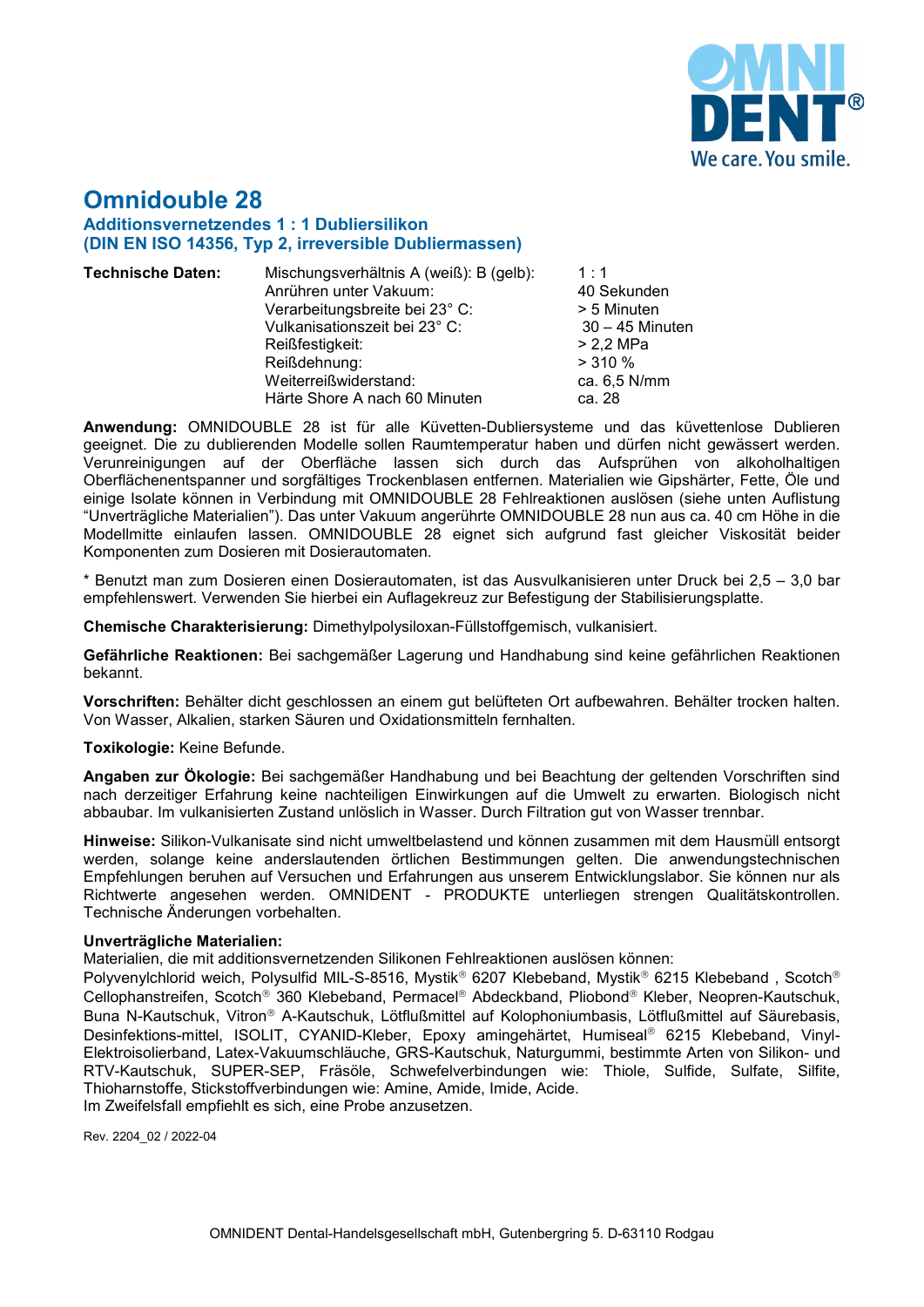# Omnidouble 28

## Additionsvernetzendes 1 : 1 Dubliersilikon (DIN EN ISO 14356, Typ 2, irreversible Dubliermassen)

| Technische Daten: | | |
|---|---|---|
| | Mischungsverhältnis A (weiß): B (gelb): | 1 : 1 |
| | Anrühren unter Vakuum: | 40 Sekunden |
| | Verarbeitungsbreite bei 23° C: | > 5 Minuten |
| | Vulkanisationszeit bei 23° C: | 30 – 45 Minuten |
| | Reißfestigkeit: | > 2,2 MPa |
| | Reißdehnung: | > 310 % |
| | Weiterreißwiderstand: | ca. 6,5 N/mm |
| | Härte Shore A nach 60 Minuten | ca. 28 |

**Anwendung:** OMNIDOUBLE 28 ist für alle Küvetten-Dubliersysteme und das küvettenlose Dublieren geeignet. Die zu dublierenden Modelle sollen Raumtemperatur haben und dürfen nicht gewässert werden. Verunreinigungen auf der Oberfläche lassen sich durch das Aufsprühen von alkoholhaltigen Oberflächenentspanner und sorgfältiges Trockenblasen entfernen. Materialien wie Gipshärter, Fette, Öle und einige Isolate können in Verbindung mit OMNIDOUBLE 28 Fehlreaktionen auslösen (siehe unten Auflistung "Unverträgliche Materialien"). Das unter Vakuum angerührte OMNIDOUBLE 28 nun aus ca. 40 cm Höhe in die Modellmitte einlaufen lassen. OMNIDOUBLE 28 eignet sich aufgrund fast gleicher Viskosität beider Komponenten zum Dosieren mit Dosierautomaten.

* Benutzt man zum Dosieren einen Dosierautomaten, ist das Ausvulkanisieren unter Druck bei 2,5 – 3,0 bar empfehlenswert. Verwenden Sie hierbei ein Auflagekreuz zur Befestigung der Stabilisierungsplatte.

**Chemische Charakterisierung:** Dimethylpolysiloxan-Füllstoffgemisch, vulkanisiert.

**Gefährliche Reaktionen:** Bei sachgemäßer Lagerung und Handhabung sind keine gefährlichen Reaktionen bekannt.

**Vorschriften:** Behälter dicht geschlossen an einem gut belüfteten Ort aufbewahren. Behälter trocken halten. Von Wasser, Alkalien, starken Säuren und Oxidationsmitteln fernhalten.

**Toxikologie:** Keine Befunde.

**Angaben zur Ökologie:** Bei sachgemäßer Handhabung und bei Beachtung der geltenden Vorschriften sind nach derzeitiger Erfahrung keine nachteiligen Einwirkungen auf die Umwelt zu erwarten. Biologisch nicht abbaubar. Im vulkanisierten Zustand unlöslich in Wasser. Durch Filtration gut von Wasser trennbar.

**Hinweise:** Silikon-Vulkanisate sind nicht umweltbelastend und können zusammen mit dem Hausmüll entsorgt werden, solange keine anderslautenden örtlichen Bestimmungen gelten. Die anwendungstechnischen Empfehlungen beruhen auf Versuchen und Erfahrungen aus unserem Entwicklungslabor. Sie können nur als Richtwerte angesehen werden. OMNIDENT - PRODUKTE unterliegen strengen Qualitätskontrollen. Technische Änderungen vorbehalten.

**Unverträgliche Materialien:**
Materialien, die mit additionsvernetzenden Silikonen Fehlreaktionen auslösen können:
Polyvenylchlorid weich, Polysulfid MIL-S-8516, Mystik® 6207 Klebeband, Mystik® 6215 Klebeband , Scotch® Cellophanstreifen, Scotch® 360 Klebeband, Permacel® Abdeckband, Pliobond® Kleber, Neopren-Kautschuk, Buna N-Kautschuk, Vitron® A-Kautschuk, Lötflußmittel auf Kolophoniumbasis, Lötflußmittel auf Säurebasis, Desinfektions-mittel, ISOLIT, CYANID-Kleber, Epoxy amingehärtet, Humiseal® 6215 Klebeband, Vinyl-Elektroisolierband, Latex-Vakuumschläuche, GRS-Kautschuk, Naturgummi, bestimmte Arten von Silikon- und RTV-Kautschuk, SUPER-SEP, Fräsöle, Schwefelverbindungen wie: Thiole, Sulfide, Sulfate, Silfite, Thioharnstoffe, Stickstoffverbindungen wie: Amine, Amide, Imide, Acide.
Im Zweifelsfall empfiehlt es sich, eine Probe anzusetzen.

Rev. 2204_02 / 2022-04

OMNIDENT Dental-Handelsgesellschaft mbH, Gutenbergring 5. D-63110 Rodgau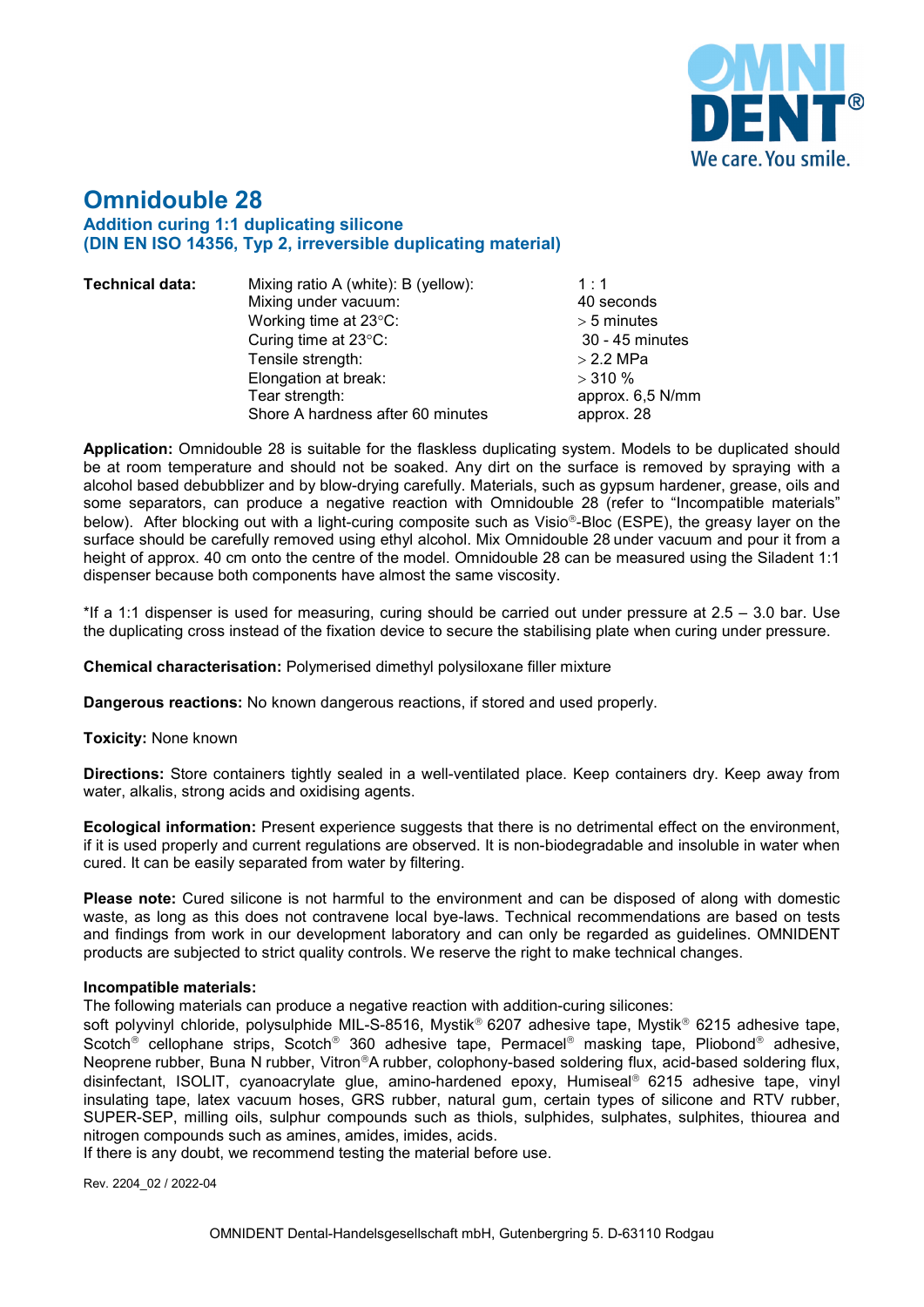# Omnidouble 28

### Addition curing 1:1 duplicating silicone
### (DIN EN ISO 14356, Typ 2, irreversible duplicating material)

| | | |
|---|---|---|
| **Technical data:** | Mixing ratio A (white): B (yellow): | 1 : 1 |
| | Mixing under vacuum: | 40 seconds |
| | Working time at 23°C: | > 5 minutes |
| | Curing time at 23°C: | 30 - 45 minutes |
| | Tensile strength: | > 2.2 MPa |
| | Elongation at break: | > 310 % |
| | Tear strength: | approx. 6,5 N/mm |
| | Shore A hardness after 60 minutes | approx. 28 |

**Application:** Omnidouble 28 is suitable for the flaskless duplicating system. Models to be duplicated should be at room temperature and should not be soaked. Any dirt on the surface is removed by spraying with a alcohol based debubblizer and by blow-drying carefully. Materials, such as gypsum hardener, grease, oils and some separators, can produce a negative reaction with Omnidouble 28 (refer to "Incompatible materials" below). After blocking out with a light-curing composite such as Visio®-Bloc (ESPE), the greasy layer on the surface should be carefully removed using ethyl alcohol. Mix Omnidouble 28 under vacuum and pour it from a height of approx. 40 cm onto the centre of the model. Omnidouble 28 can be measured using the Siladent 1:1 dispenser because both components have almost the same viscosity.

*If a 1:1 dispenser is used for measuring, curing should be carried out under pressure at 2.5 – 3.0 bar. Use the duplicating cross instead of the fixation device to secure the stabilising plate when curing under pressure.

**Chemical characterisation:** Polymerised dimethyl polysiloxane filler mixture

**Dangerous reactions:** No known dangerous reactions, if stored and used properly.

**Toxicity:** None known

**Directions:** Store containers tightly sealed in a well-ventilated place. Keep containers dry. Keep away from water, alkalis, strong acids and oxidising agents.

**Ecological information:** Present experience suggests that there is no detrimental effect on the environment, if it is used properly and current regulations are observed. It is non-biodegradable and insoluble in water when cured. It can be easily separated from water by filtering.

**Please note:** Cured silicone is not harmful to the environment and can be disposed of along with domestic waste, as long as this does not contravene local bye-laws. Technical recommendations are based on tests and findings from work in our development laboratory and can only be regarded as guidelines. OMNIDENT products are subjected to strict quality controls. We reserve the right to make technical changes.

**Incompatible materials:**
The following materials can produce a negative reaction with addition-curing silicones:
soft polyvinyl chloride, polysulphide MIL-S-8516, Mystik® 6207 adhesive tape, Mystik® 6215 adhesive tape, Scotch® cellophane strips, Scotch® 360 adhesive tape, Permacel® masking tape, Pliobond® adhesive, Neoprene rubber, Buna N rubber, Vitron®A rubber, colophony-based soldering flux, acid-based soldering flux, disinfectant, ISOLIT, cyanoacrylate glue, amino-hardened epoxy, Humiseal® 6215 adhesive tape, vinyl insulating tape, latex vacuum hoses, GRS rubber, natural gum, certain types of silicone and RTV rubber, SUPER-SEP, milling oils, sulphur compounds such as thiols, sulphides, sulphates, sulphites, thiourea and nitrogen compounds such as amines, amides, imides, acids.
If there is any doubt, we recommend testing the material before use.

Rev. 2204_02 / 2022-04

OMNIDENT Dental-Handelsgesellschaft mbH, Gutenbergring 5. D-63110 Rodgau